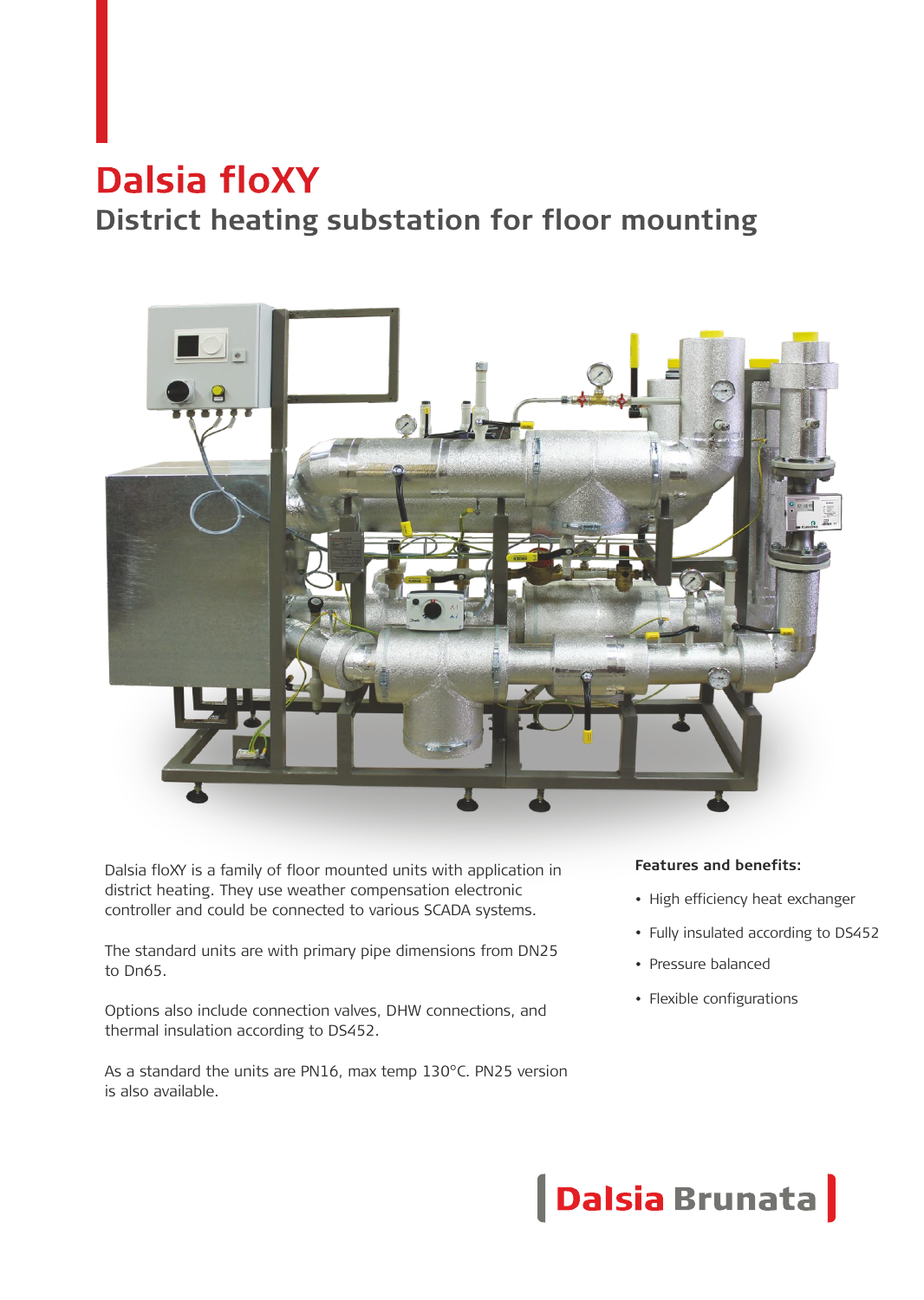# Dalsia floXY

## District heating substation for floor mounting

Dalsia floXY is a family of floor mounted units with application in district heating. They use weather compensation electronic controller and could be connected to various SCADA systems.

The standard units are with primary pipe dimensions from DN25 to Dn65.

Options also include connection valves, DHW connections, and thermal insulation according to DS452.

As a standard the units are PN16, max temp 130°C. PN25 version is also available.

**Features and benefits:**

- High efficiency heat exchanger
- Fully insulated according to DS452
- Pressure balanced
- Flexible configurations

Dalsia Brunata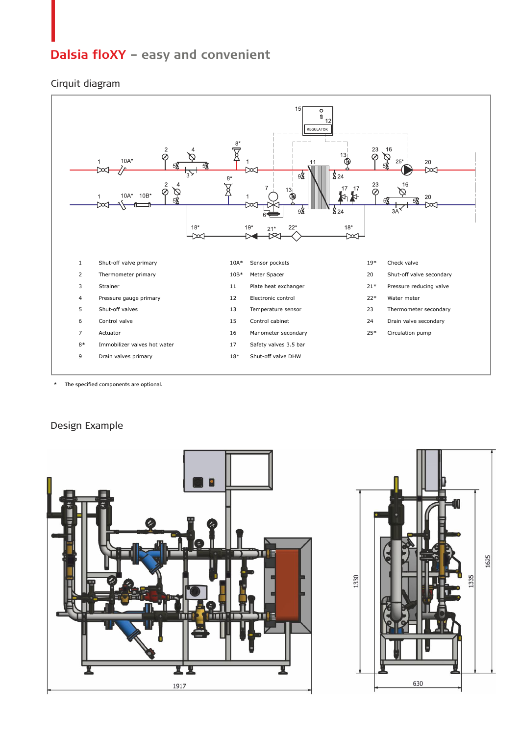# Dalsia floXY – easy and convenient

## Cirquit diagram

| | | | | | |
|---|---|---|---|---|---|
| 1 | Shut-off valve primary | 10A* | Sensor pockets | 19* | Check valve |
| 2 | Thermometer primary | 10B* | Meter Spacer | 20 | Shut-off valve secondary |
| 3 | Strainer | 11 | Plate heat exchanger | 21* | Pressure reducing valve |
| 4 | Pressure gauge primary | 12 | Electronic control | 22* | Water meter |
| 5 | Shut-off valves | 13 | Temperature sensor | 23 | Thermometer secondary |
| 6 | Control valve | 15 | Control cabinet | 24 | Drain valve secondary |
| 7 | Actuator | 16 | Manometer secondary | 25* | Circulation pump |
| 8* | Immobilizer valves hot water | 17 | Safety valves 3.5 bar | | |
| 9 | Drain valves primary | 18* | Shut-off valve DHW | | |

\* The specified components are optional.

## Design Example

1917

630

1330

1335

1625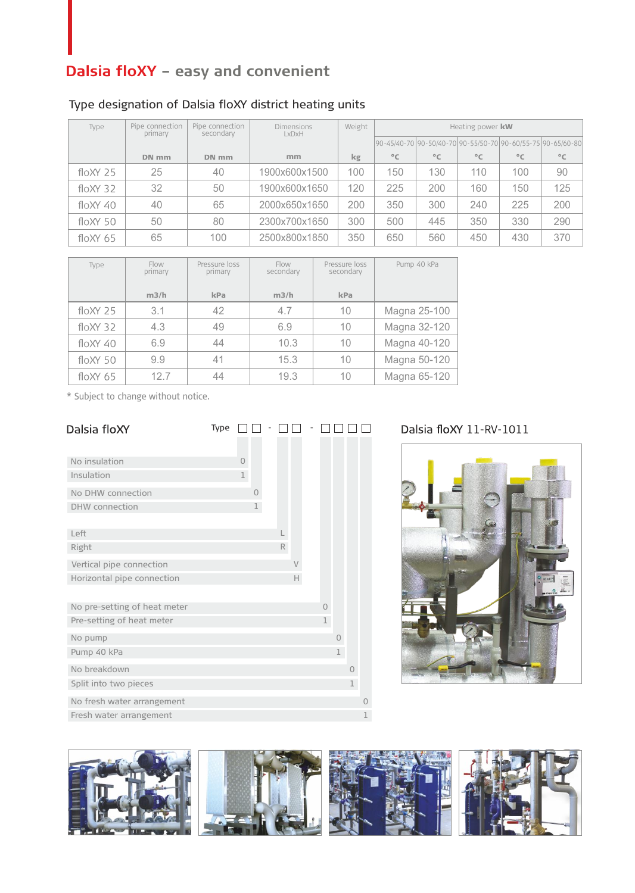## Dalsia floXY – easy and convenient

### Type designation of Dalsia floXY district heating units

| Type | Pipe connection primary | Pipe connection secondary | Dimensions LxDxH | Weight | Heating power kW | | | | |
|---|---|---|---|---|---|---|---|---|---|
| | | | | | 90-45/40-70 | 90-50/40-70 | 90-55/50-70 | 90-60/55-75 | 90-65/60-80 |
| | DN mm | DN mm | mm | kg | °C | °C | °C | °C | °C |
| floXY 25 | 25 | 40 | 1900x600x1500 | 100 | 150 | 130 | 110 | 100 | 90 |
| floXY 32 | 32 | 50 | 1900x600x1650 | 120 | 225 | 200 | 160 | 150 | 125 |
| floXY 40 | 40 | 65 | 2000x650x1650 | 200 | 350 | 300 | 240 | 225 | 200 |
| floXY 50 | 50 | 80 | 2300x700x1650 | 300 | 500 | 445 | 350 | 330 | 290 |
| floXY 65 | 65 | 100 | 2500x800x1850 | 350 | 650 | 560 | 450 | 430 | 370 |

| Type | Flow primary | Pressure loss primary | Flow secondary | Pressure loss secondary | Pump 40 kPa |
|---|---|---|---|---|---|
| | m3/h | kPa | m3/h | kPa | |
| floXY 25 | 3.1 | 42 | 4.7 | 10 | Magna 25-100 |
| floXY 32 | 4.3 | 49 | 6.9 | 10 | Magna 32-120 |
| floXY 40 | 6.9 | 44 | 10.3 | 10 | Magna 40-120 |
| floXY 50 | 9.9 | 41 | 15.3 | 10 | Magna 50-120 |
| floXY 65 | 12.7 | 44 | 19.3 | 10 | Magna 65-120 |

* Subject to change without notice.

### Dalsia floXY

Type □□ - □□ - □□□□

| Option | Code |
|---|---|
| No insulation | 0 |
| Insulation | 1 |
| No DHW connection | 0 |
| DHW connection | 1 |
| Left | L |
| Right | R |
| Vertical pipe connection | V |
| Horizontal pipe connection | H |
| No pre-setting of heat meter | 0 |
| Pre-setting of heat meter | 1 |
| No pump | 0 |
| Pump 40 kPa | 1 |
| No breakdown | 0 |
| Split into two pieces | 1 |
| No fresh water arrangement | 0 |
| Fresh water arrangement | 1 |

### Dalsia floXY 11-RV-1011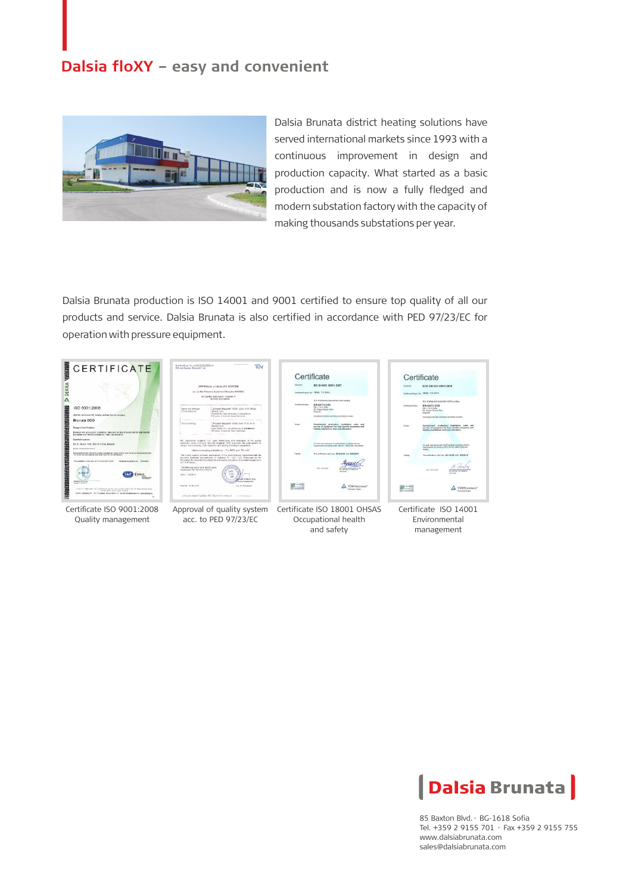## Dalsia floXY – easy and convenient

Dalsia Brunata district heating solutions have served international markets since 1993 with a continuous improvement in design and production capacity. What started as a basic production and is now a fully fledged and modern substation factory with the capacity of making thousands substations per year.

Dalsia Brunata production is ISO 14001 and 9001 certified to ensure top quality of all our products and service. Dalsia Brunata is also certified in accordance with PED 97/23/EC for operation with pressure equipment.

Certificate ISO 9001:2008 Quality management

Approval of quality system acc. to PED 97/23/EC

Certificate ISO 18001 OHSAS Occupational health and safety

Certificate ISO 14001 Environmental management

Dalsia Brunata

85 Baxton Blvd. · BG-1618 Sofia
Tel. +359 2 9155 701 · Fax +359 2 9155 755
www.dalsiabrunata.com
sales@dalsiabrunata.com